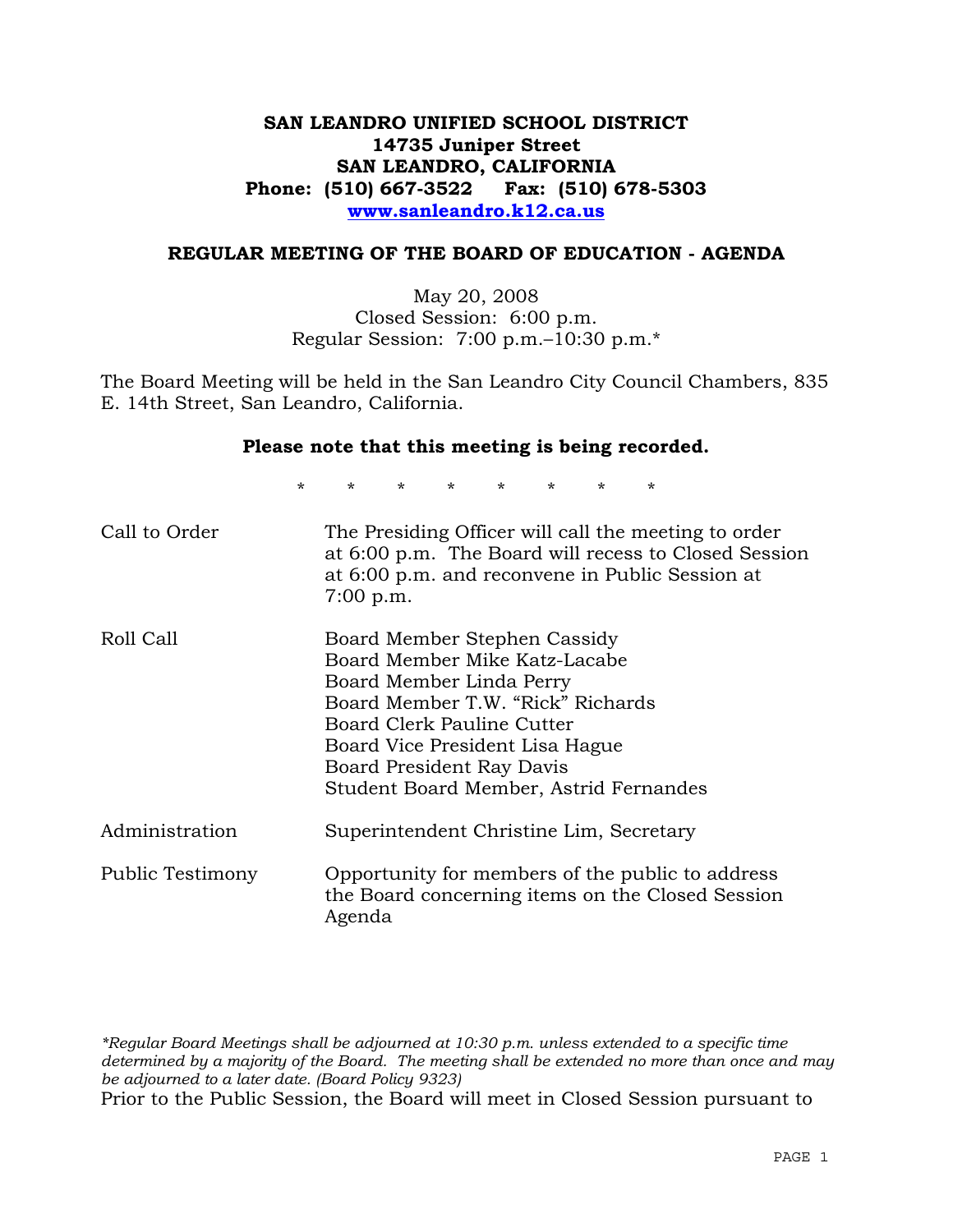# SAN LEANDRO UNIFIED SCHOOL DISTRICT
**14735 Juniper Street**
**SAN LEANDRO, CALIFORNIA**
**Phone: (510) 667-3522 Fax: (510) 678-5303**
**www.sanleandro.k12.ca.us**

## REGULAR MEETING OF THE BOARD OF EDUCATION - AGENDA

May 20, 2008
Closed Session: 6:00 p.m.
Regular Session: 7:00 p.m.–10:30 p.m.*

The Board Meeting will be held in the San Leandro City Council Chambers, 835 E. 14th Street, San Leandro, California.

**Please note that this meeting is being recorded.**

\* \* \* \* \* \* \* \*

| | |
|---|---|
| Call to Order | The Presiding Officer will call the meeting to order at 6:00 p.m. The Board will recess to Closed Session at 6:00 p.m. and reconvene in Public Session at 7:00 p.m. |
| Roll Call | Board Member Stephen Cassidy<br>Board Member Mike Katz-Lacabe<br>Board Member Linda Perry<br>Board Member T.W. "Rick" Richards<br>Board Clerk Pauline Cutter<br>Board Vice President Lisa Hague<br>Board President Ray Davis<br>Student Board Member, Astrid Fernandes |
| Administration | Superintendent Christine Lim, Secretary |
| Public Testimony | Opportunity for members of the public to address the Board concerning items on the Closed Session Agenda |

*\*Regular Board Meetings shall be adjourned at 10:30 p.m. unless extended to a specific time determined by a majority of the Board. The meeting shall be extended no more than once and may be adjourned to a later date. (Board Policy 9323)*

Prior to the Public Session, the Board will meet in Closed Session pursuant to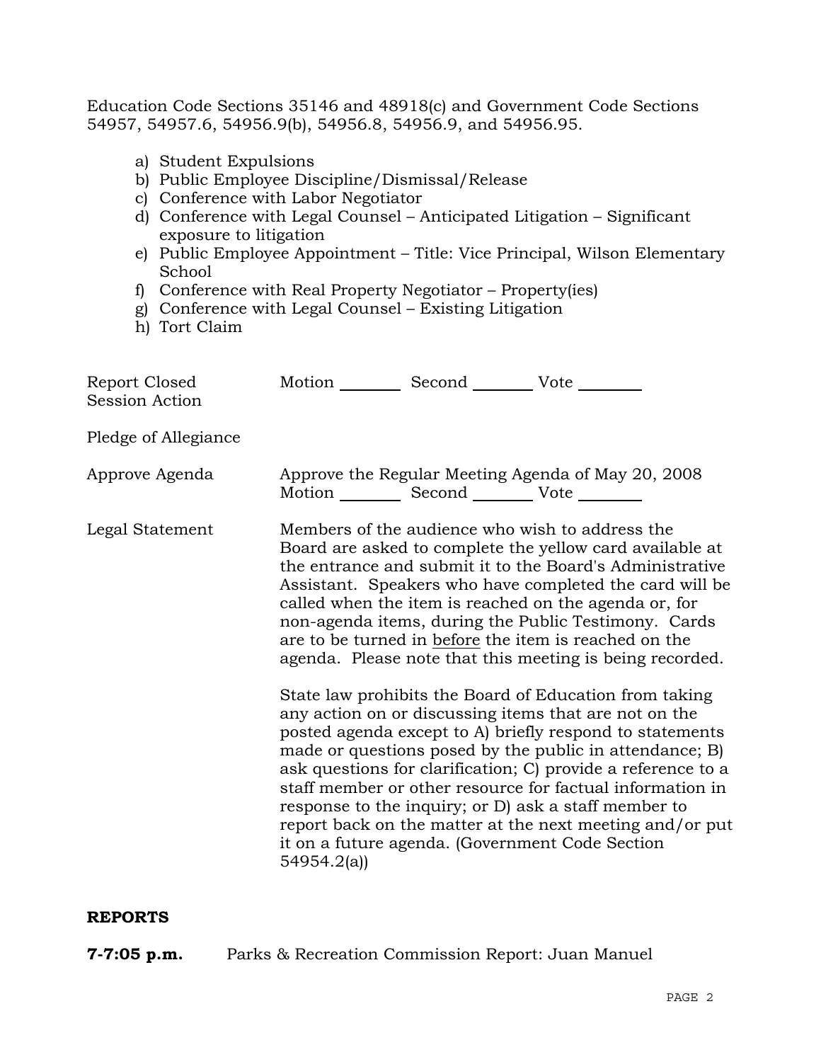Education Code Sections 35146 and 48918(c) and Government Code Sections 54957, 54957.6, 54956.9(b), 54956.8, 54956.9, and 54956.95.

a) Student Expulsions
b) Public Employee Discipline/Dismissal/Release
c) Conference with Labor Negotiator
d) Conference with Legal Counsel – Anticipated Litigation – Significant exposure to litigation
e) Public Employee Appointment – Title: Vice Principal, Wilson Elementary School
f) Conference with Real Property Negotiator – Property(ies)
g) Conference with Legal Counsel – Existing Litigation
h) Tort Claim

Report Closed Session Action — Motion ________ Second ________ Vote ________

Pledge of Allegiance

Approve Agenda — Approve the Regular Meeting Agenda of May 20, 2008
Motion ________ Second ________ Vote ________

Legal Statement — Members of the audience who wish to address the Board are asked to complete the yellow card available at the entrance and submit it to the Board's Administrative Assistant. Speakers who have completed the card will be called when the item is reached on the agenda or, for non-agenda items, during the Public Testimony. Cards are to be turned in before the item is reached on the agenda. Please note that this meeting is being recorded.

State law prohibits the Board of Education from taking any action on or discussing items that are not on the posted agenda except to A) briefly respond to statements made or questions posed by the public in attendance; B) ask questions for clarification; C) provide a reference to a staff member or other resource for factual information in response to the inquiry; or D) ask a staff member to report back on the matter at the next meeting and/or put it on a future agenda. (Government Code Section 54954.2(a))

## REPORTS

**7-7:05 p.m.** Parks & Recreation Commission Report: Juan Manuel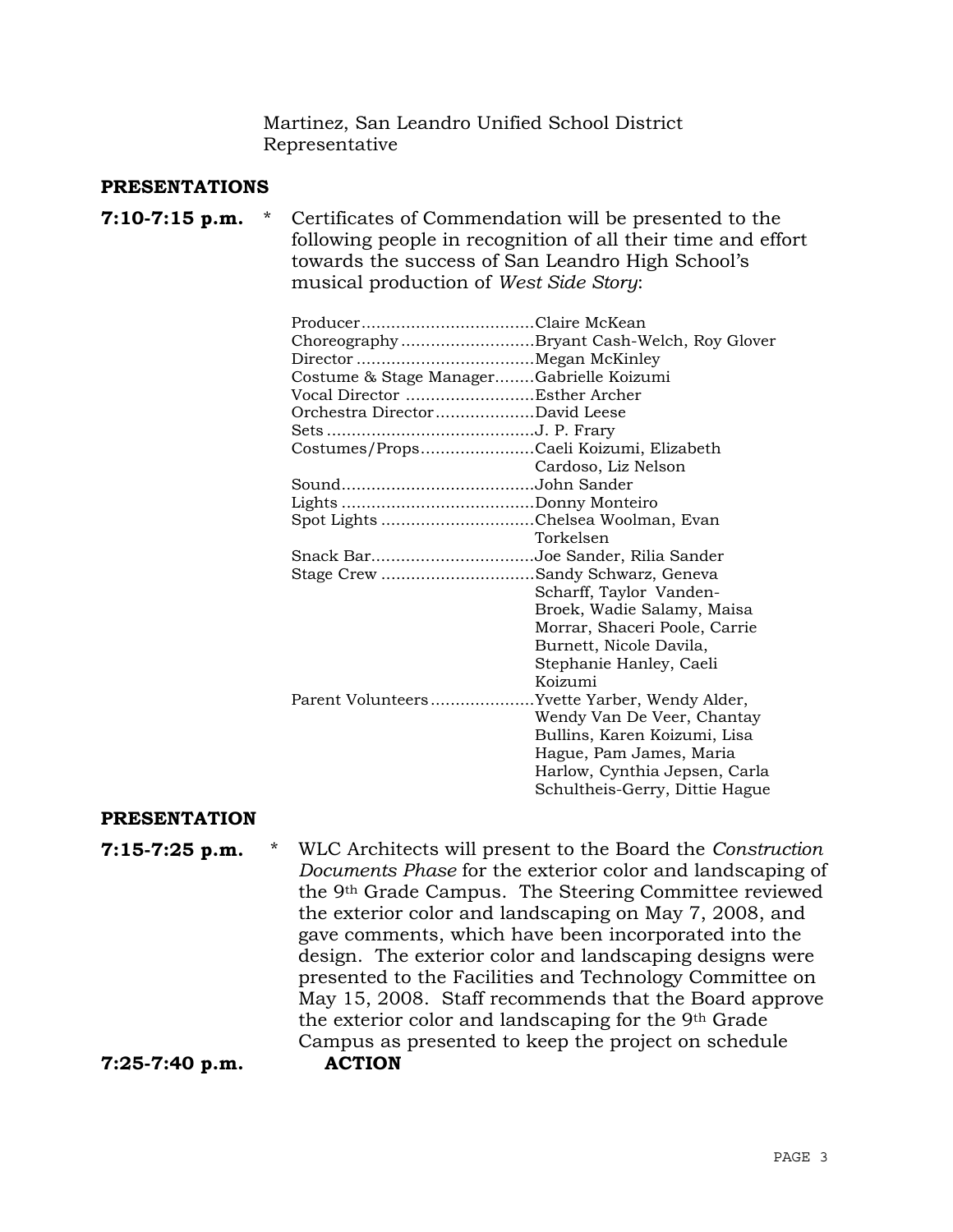Martinez, San Leandro Unified School District Representative

## PRESENTATIONS

**7:10-7:15 p.m.** * Certificates of Commendation will be presented to the following people in recognition of all their time and effort towards the success of San Leandro High School's musical production of *West Side Story*:

| | |
|---|---|
| Producer | Claire McKean |
| Choreography | Bryant Cash-Welch, Roy Glover |
| Director | Megan McKinley |
| Costume & Stage Manager | Gabrielle Koizumi |
| Vocal Director | Esther Archer |
| Orchestra Director | David Leese |
| Sets | J. P. Frary |
| Costumes/Props | Caeli Koizumi, Elizabeth Cardoso, Liz Nelson |
| Sound | John Sander |
| Lights | Donny Monteiro |
| Spot Lights | Chelsea Woolman, Evan Torkelsen |
| Snack Bar | Joe Sander, Rilia Sander |
| Stage Crew | Sandy Schwarz, Geneva Scharff, Taylor Vanden-Broek, Wadie Salamy, Maisa Morrar, Shaceri Poole, Carrie Burnett, Nicole Davila, Stephanie Hanley, Caeli Koizumi |
| Parent Volunteers | Yvette Yarber, Wendy Alder, Wendy Van De Veer, Chantay Bullins, Karen Koizumi, Lisa Hague, Pam James, Maria Harlow, Cynthia Jepsen, Carla Schultheis-Gerry, Dittie Hague |

## PRESENTATION

**7:15-7:25 p.m.** * WLC Architects will present to the Board the *Construction Documents Phase* for the exterior color and landscaping of the 9th Grade Campus. The Steering Committee reviewed the exterior color and landscaping on May 7, 2008, and gave comments, which have been incorporated into the design. The exterior color and landscaping designs were presented to the Facilities and Technology Committee on May 15, 2008. Staff recommends that the Board approve the exterior color and landscaping for the 9th Grade Campus as presented to keep the project on schedule

**7:25-7:40 p.m.** **ACTION**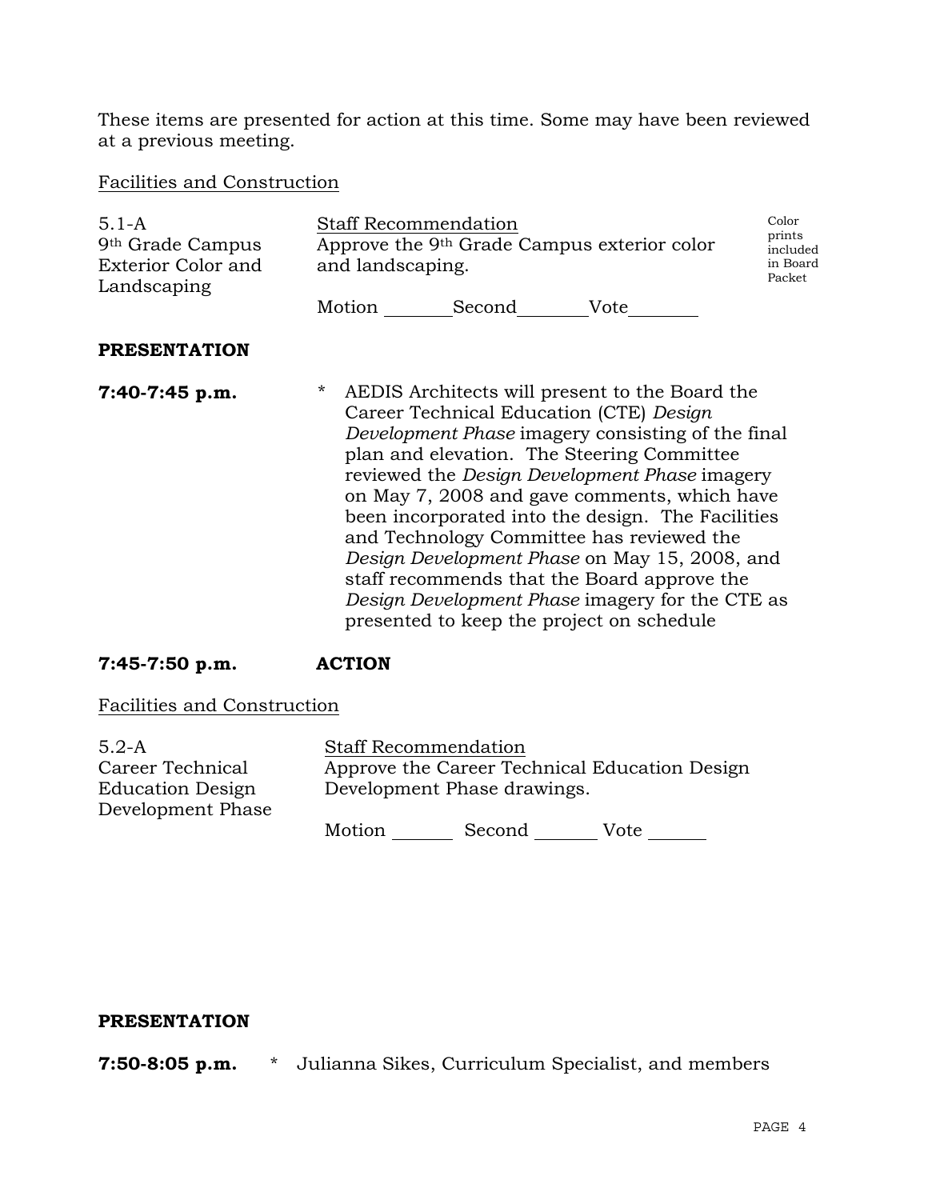These items are presented for action at this time. Some may have been reviewed at a previous meeting.

Facilities and Construction

| | | |
|---|---|---|
| 5.1-A 9th Grade Campus Exterior Color and Landscaping | Staff Recommendation<br>Approve the 9th Grade Campus exterior color and landscaping.<br><br>Motion \_\_\_\_\_\_\_ Second \_\_\_\_\_\_\_ Vote \_\_\_\_\_\_\_ | Color prints included in Board Packet |

**PRESENTATION**

**7:40-7:45 p.m.** * AEDIS Architects will present to the Board the Career Technical Education (CTE) *Design Development Phase* imagery consisting of the final plan and elevation. The Steering Committee reviewed the *Design Development Phase* imagery on May 7, 2008 and gave comments, which have been incorporated into the design. The Facilities and Technology Committee has reviewed the *Design Development Phase* on May 15, 2008, and staff recommends that the Board approve the *Design Development Phase* imagery for the CTE as presented to keep the project on schedule

**7:45-7:50 p.m.** **ACTION**

Facilities and Construction

| | |
|---|---|
| 5.2-A Career Technical Education Design Development Phase | Staff Recommendation<br>Approve the Career Technical Education Design Development Phase drawings.<br><br>Motion \_\_\_\_\_\_\_ Second \_\_\_\_\_\_\_ Vote \_\_\_\_\_\_\_ |

**PRESENTATION**

**7:50-8:05 p.m.** * Julianna Sikes, Curriculum Specialist, and members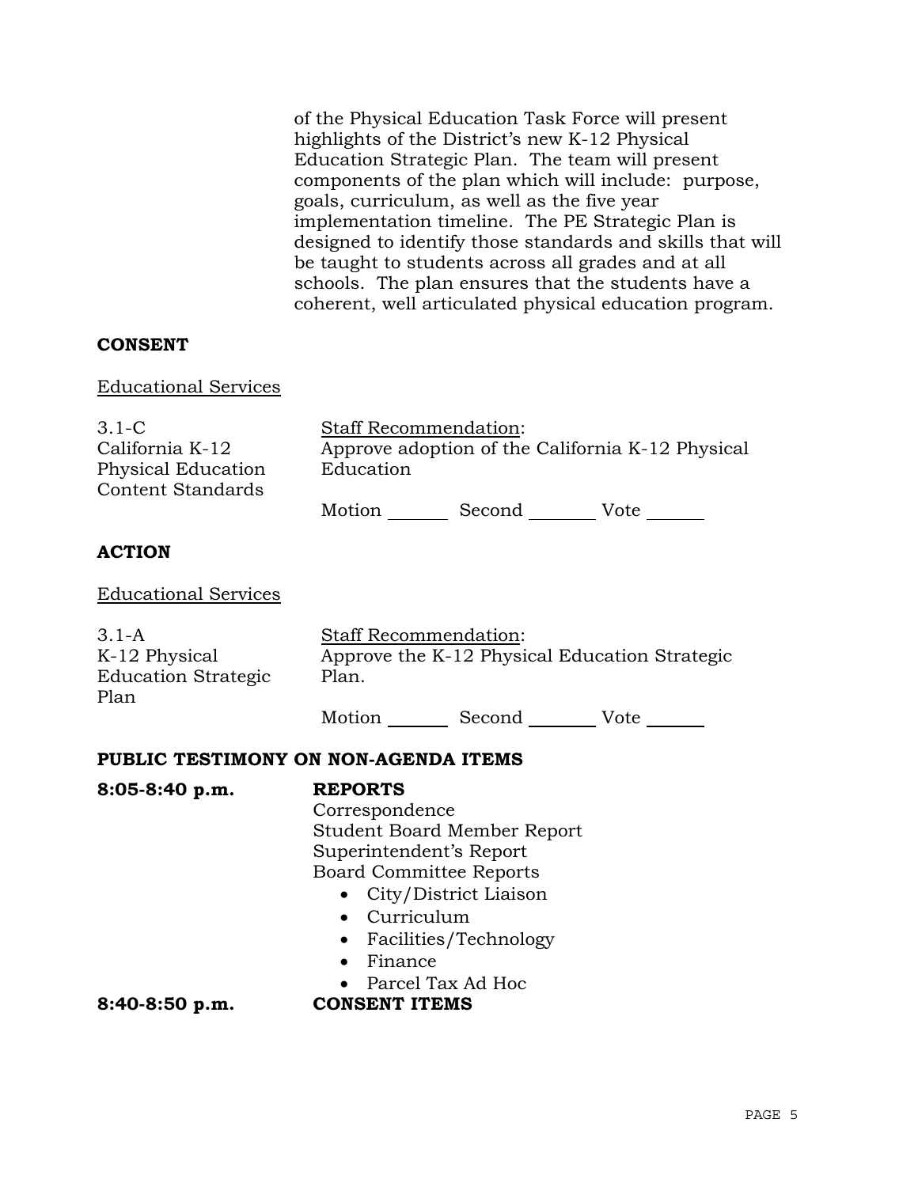of the Physical Education Task Force will present highlights of the District's new K-12 Physical Education Strategic Plan. The team will present components of the plan which will include: purpose, goals, curriculum, as well as the five year implementation timeline. The PE Strategic Plan is designed to identify those standards and skills that will be taught to students across all grades and at all schools. The plan ensures that the students have a coherent, well articulated physical education program.

**CONSENT**

Educational Services

3.1-C
California K-12 Physical Education Content Standards

Staff Recommendation:
Approve adoption of the California K-12 Physical Education

Motion _______ Second _______ Vote _______

**ACTION**

Educational Services

3.1-A
K-12 Physical Education Strategic Plan

Staff Recommendation:
Approve the K-12 Physical Education Strategic Plan.

Motion _______ Second _______ Vote _______

**PUBLIC TESTIMONY ON NON-AGENDA ITEMS**

**8:05-8:40 p.m.** **REPORTS**

Correspondence
Student Board Member Report
Superintendent's Report
Board Committee Reports

- City/District Liaison
- Curriculum
- Facilities/Technology
- Finance
- Parcel Tax Ad Hoc

**8:40-8:50 p.m.** **CONSENT ITEMS**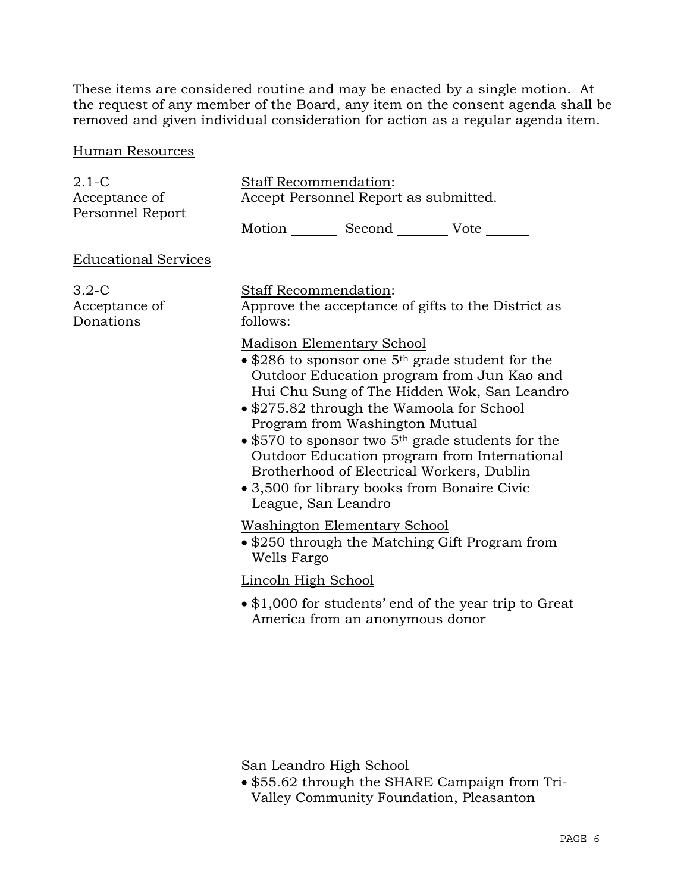These items are considered routine and may be enacted by a single motion. At the request of any member of the Board, any item on the consent agenda shall be removed and given individual consideration for action as a regular agenda item.

Human Resources

2.1-C
Acceptance of Personnel Report

Staff Recommendation:
Accept Personnel Report as submitted.

Motion _______ Second _______ Vote _______

Educational Services

3.2-C
Acceptance of Donations

Staff Recommendation:
Approve the acceptance of gifts to the District as follows:

Madison Elementary School

- $286 to sponsor one 5th grade student for the Outdoor Education program from Jun Kao and Hui Chu Sung of The Hidden Wok, San Leandro
- $275.82 through the Wamoola for School Program from Washington Mutual
- $570 to sponsor two 5th grade students for the Outdoor Education program from International Brotherhood of Electrical Workers, Dublin
- 3,500 for library books from Bonaire Civic League, San Leandro

Washington Elementary School

- $250 through the Matching Gift Program from Wells Fargo

Lincoln High School

- $1,000 for students' end of the year trip to Great America from an anonymous donor

San Leandro High School

- $55.62 through the SHARE Campaign from Tri-Valley Community Foundation, Pleasanton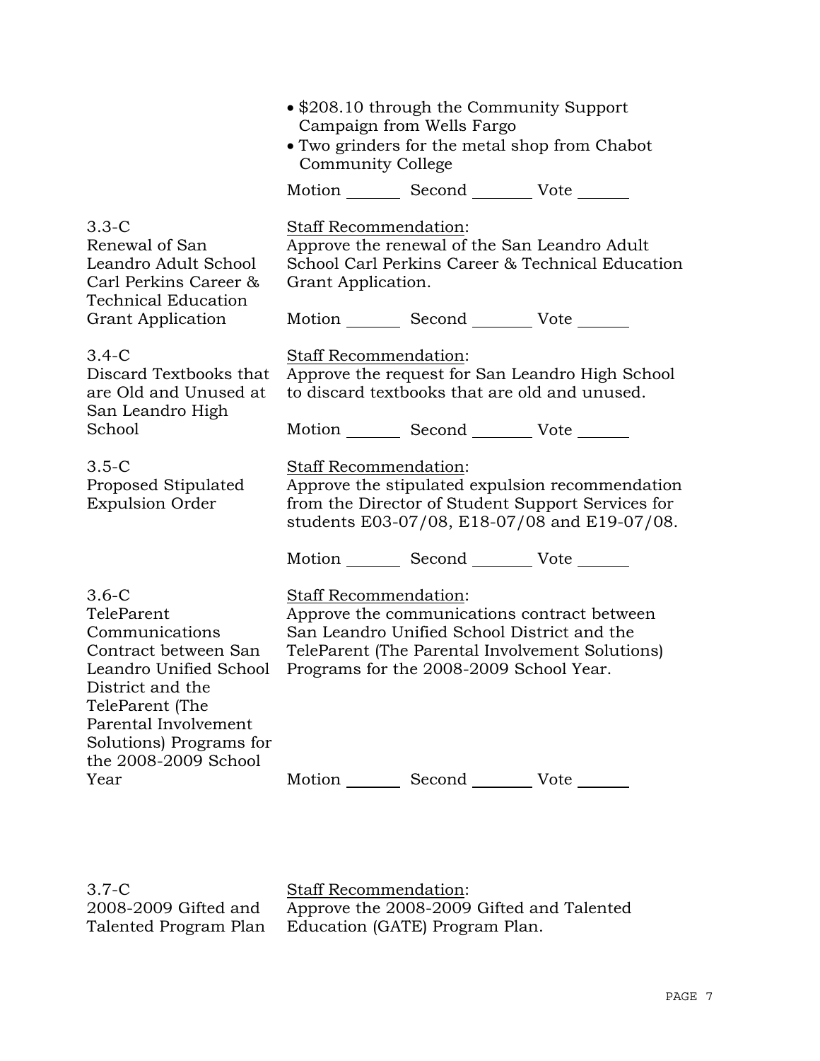- $208.10 through the Community Support Campaign from Wells Fargo
- Two grinders for the metal shop from Chabot Community College

Motion _______ Second _______ Vote _______

**3.3-C**
**Renewal of San Leandro Adult School Carl Perkins Career & Technical Education Grant Application**

Staff Recommendation:
Approve the renewal of the San Leandro Adult School Carl Perkins Career & Technical Education Grant Application.

Motion _______ Second _______ Vote _______

**3.4-C**
**Discard Textbooks that are Old and Unused at San Leandro High School**

Staff Recommendation:
Approve the request for San Leandro High School to discard textbooks that are old and unused.

Motion _______ Second _______ Vote _______

**3.5-C**
**Proposed Stipulated Expulsion Order**

Staff Recommendation:
Approve the stipulated expulsion recommendation from the Director of Student Support Services for students E03-07/08, E18-07/08 and E19-07/08.

Motion _______ Second _______ Vote _______

**3.6-C**
**TeleParent Communications Contract between San Leandro Unified School District and the TeleParent (The Parental Involvement Solutions) Programs for the 2008-2009 School Year**

Staff Recommendation:
Approve the communications contract between San Leandro Unified School District and the TeleParent (The Parental Involvement Solutions) Programs for the 2008-2009 School Year.

Motion _______ Second _______ Vote _______

**3.7-C**
**2008-2009 Gifted and Talented Program Plan**

Staff Recommendation:
Approve the 2008-2009 Gifted and Talented Education (GATE) Program Plan.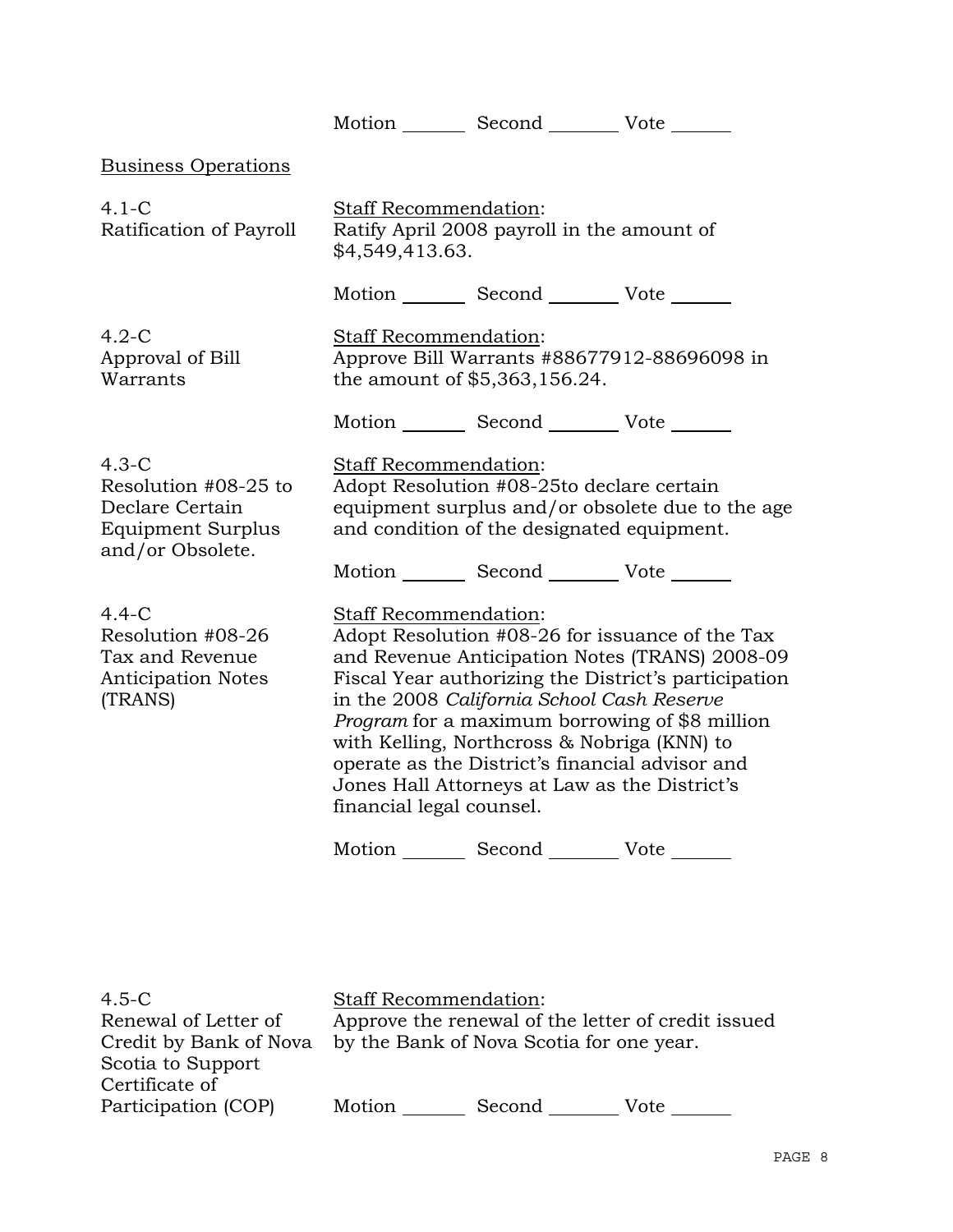Motion _______ Second _______ Vote _______

Business Operations

**4.1-C**
**Ratification of Payroll**

Staff Recommendation:
Ratify April 2008 payroll in the amount of $4,549,413.63.

Motion _______ Second _______ Vote _______

**4.2-C**
**Approval of Bill Warrants**

Staff Recommendation:
Approve Bill Warrants #88677912-88696098 in the amount of $5,363,156.24.

Motion _______ Second _______ Vote _______

**4.3-C**
**Resolution #08-25 to Declare Certain Equipment Surplus and/or Obsolete.**

Staff Recommendation:
Adopt Resolution #08-25to declare certain equipment surplus and/or obsolete due to the age and condition of the designated equipment.

Motion _______ Second _______ Vote _______

**4.4-C**
**Resolution #08-26 Tax and Revenue Anticipation Notes (TRANS)**

Staff Recommendation:
Adopt Resolution #08-26 for issuance of the Tax and Revenue Anticipation Notes (TRANS) 2008-09 Fiscal Year authorizing the District's participation in the 2008 *California School Cash Reserve Program* for a maximum borrowing of $8 million with Kelling, Northcross & Nobriga (KNN) to operate as the District's financial advisor and Jones Hall Attorneys at Law as the District's financial legal counsel.

Motion _______ Second _______ Vote _______

**4.5-C**
**Renewal of Letter of Credit by Bank of Nova Scotia to Support Certificate of Participation (COP)**

Staff Recommendation:
Approve the renewal of the letter of credit issued by the Bank of Nova Scotia for one year.

Motion _______ Second _______ Vote _______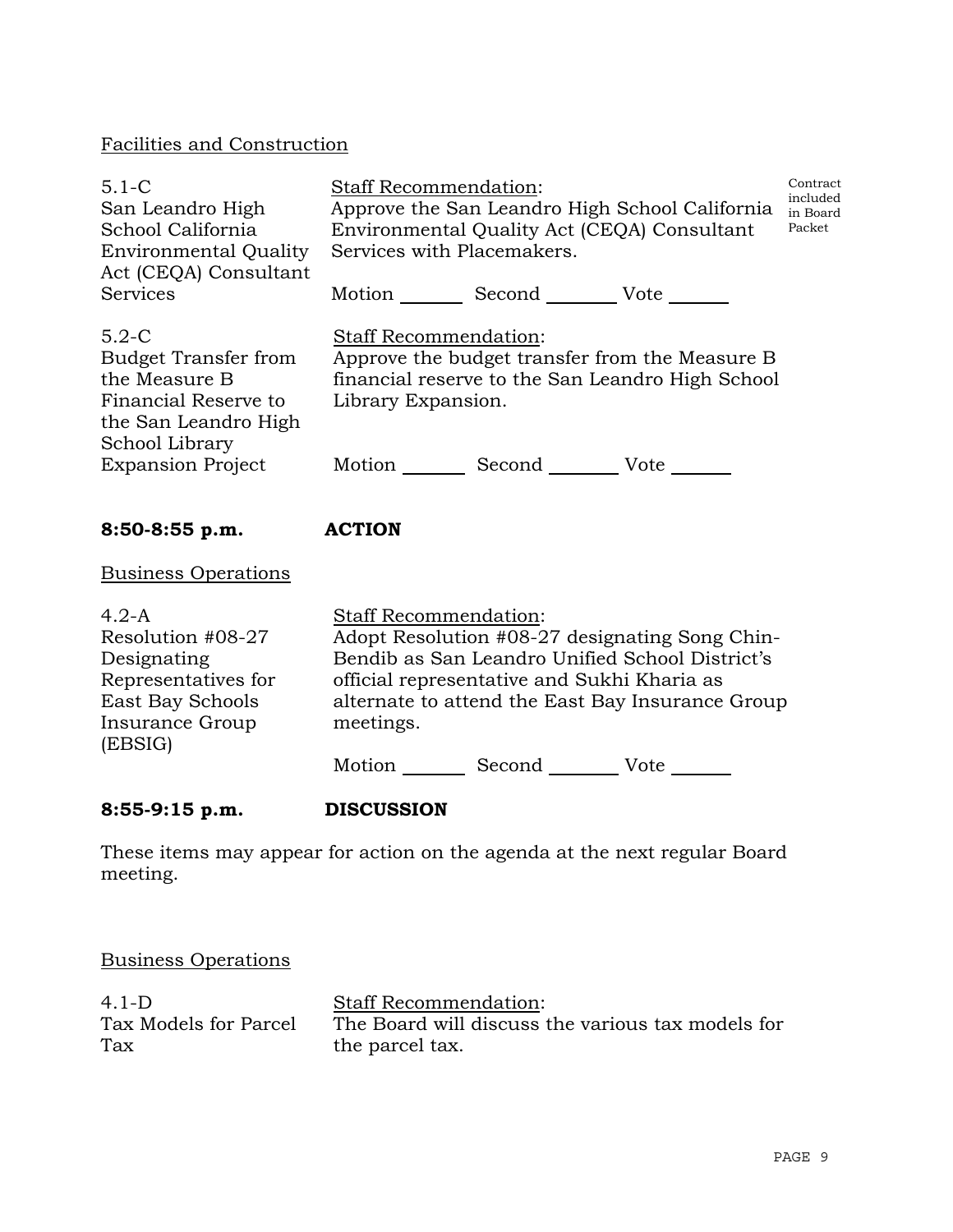Facilities and Construction

| | | |
|---|---|---|
| 5.1-C<br>San Leandro High School California Environmental Quality Act (CEQA) Consultant Services | Staff Recommendation:<br>Approve the San Leandro High School California Environmental Quality Act (CEQA) Consultant Services with Placemakers.<br><br>Motion _______ Second _______ Vote _______ | Contract included in Board Packet |
| 5.2-C<br>Budget Transfer from the Measure B Financial Reserve to the San Leandro High School Library Expansion Project | Staff Recommendation:<br>Approve the budget transfer from the Measure B financial reserve to the San Leandro High School Library Expansion.<br><br>Motion _______ Second _______ Vote _______ | |

**8:50-8:55 p.m. ACTION**

Business Operations

| | |
|---|---|
| 4.2-A<br>Resolution #08-27 Designating Representatives for East Bay Schools Insurance Group (EBSIG) | Staff Recommendation:<br>Adopt Resolution #08-27 designating Song Chin-Bendib as San Leandro Unified School District's official representative and Sukhi Kharia as alternate to attend the East Bay Insurance Group meetings.<br><br>Motion _______ Second _______ Vote _______ |

**8:55-9:15 p.m. DISCUSSION**

These items may appear for action on the agenda at the next regular Board meeting.

Business Operations

| | |
|---|---|
| 4.1-D<br>Tax Models for Parcel Tax | Staff Recommendation:<br>The Board will discuss the various tax models for the parcel tax. |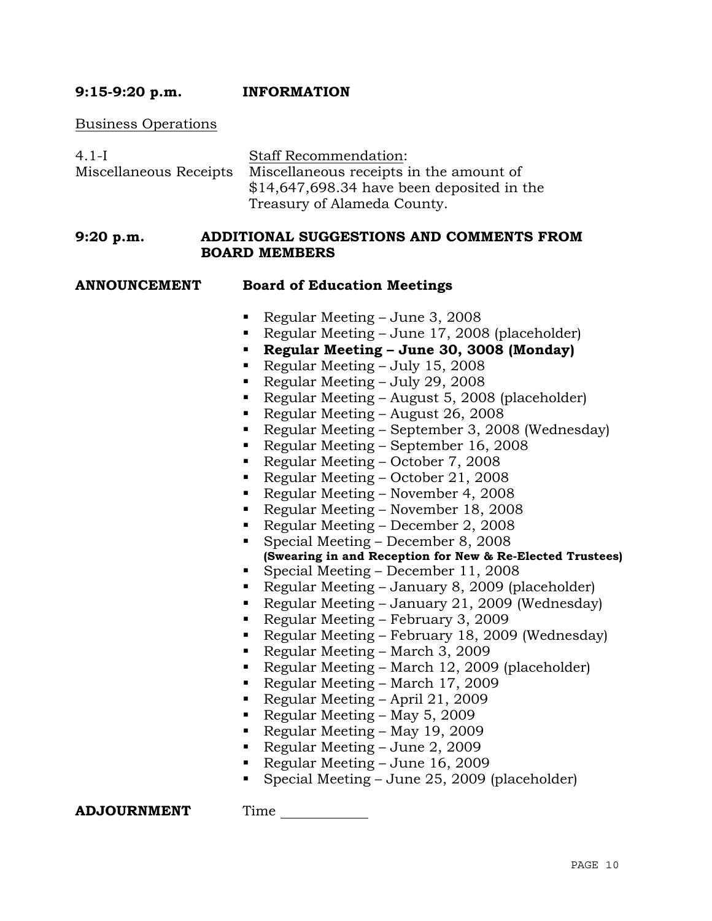**9:15-9:20 p.m.** **INFORMATION**

Business Operations

4.1-I
Miscellaneous Receipts

Staff Recommendation:
Miscellaneous receipts in the amount of $14,647,698.34 have been deposited in the Treasury of Alameda County.

**9:20 p.m.** **ADDITIONAL SUGGESTIONS AND COMMENTS FROM BOARD MEMBERS**

**ANNOUNCEMENT** **Board of Education Meetings**

- Regular Meeting – June 3, 2008
- Regular Meeting – June 17, 2008 (placeholder)
- **Regular Meeting – June 30, 3008 (Monday)**
- Regular Meeting – July 15, 2008
- Regular Meeting – July 29, 2008
- Regular Meeting – August 5, 2008 (placeholder)
- Regular Meeting – August 26, 2008
- Regular Meeting – September 3, 2008 (Wednesday)
- Regular Meeting – September 16, 2008
- Regular Meeting – October 7, 2008
- Regular Meeting – October 21, 2008
- Regular Meeting – November 4, 2008
- Regular Meeting – November 18, 2008
- Regular Meeting – December 2, 2008
- Special Meeting – December 8, 2008
  **(Swearing in and Reception for New & Re-Elected Trustees)**
- Special Meeting – December 11, 2008
- Regular Meeting – January 8, 2009 (placeholder)
- Regular Meeting – January 21, 2009 (Wednesday)
- Regular Meeting – February 3, 2009
- Regular Meeting – February 18, 2009 (Wednesday)
- Regular Meeting – March 3, 2009
- Regular Meeting – March 12, 2009 (placeholder)
- Regular Meeting – March 17, 2009
- Regular Meeting – April 21, 2009
- Regular Meeting – May 5, 2009
- Regular Meeting – May 19, 2009
- Regular Meeting – June 2, 2009
- Regular Meeting – June 16, 2009
- Special Meeting – June 25, 2009 (placeholder)

**ADJOURNMENT** Time ____________